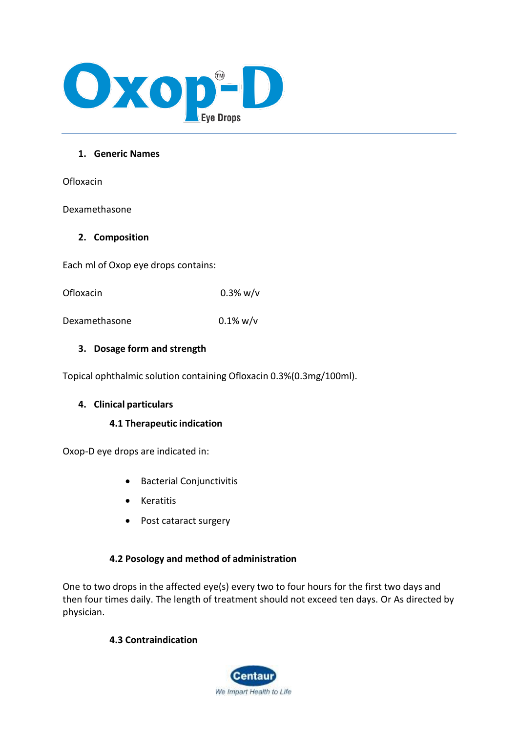# Oxop-D Eye Drops

## 1. Generic Names

Ofloxacin

Dexamethasone

## 2. Composition

Each ml of Oxop eye drops contains:

| | |
|---|---|
| Ofloxacin | 0.3% w/v |
| Dexamethasone | 0.1% w/v |

## 3. Dosage form and strength

Topical ophthalmic solution containing Ofloxacin 0.3%(0.3mg/100ml).

## 4. Clinical particulars

### 4.1 Therapeutic indication

Oxop-D eye drops are indicated in:

- Bacterial Conjunctivitis
- Keratitis
- Post cataract surgery

### 4.2 Posology and method of administration

One to two drops in the affected eye(s) every two to four hours for the first two days and then four times daily. The length of treatment should not exceed ten days. Or As directed by physician.

### 4.3 Contraindication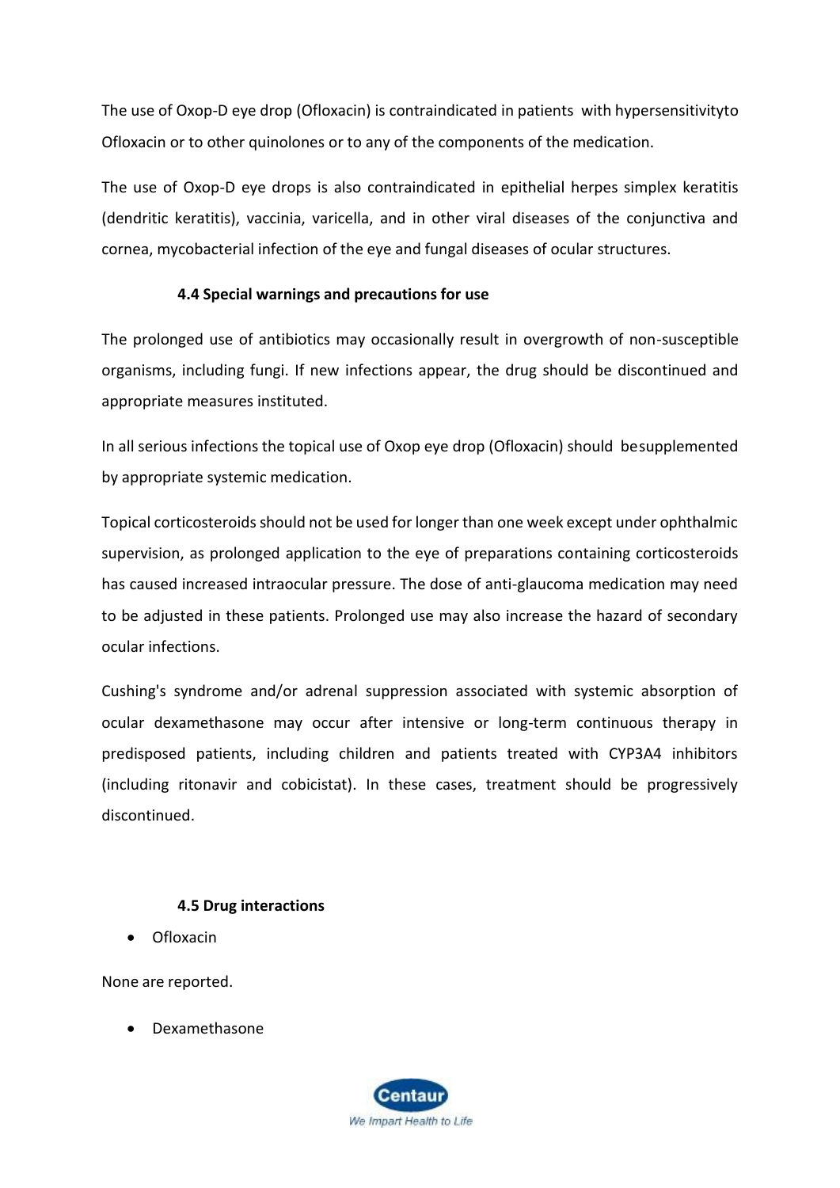The use of Oxop-D eye drop (Ofloxacin) is contraindicated in patients with hypersensitivityto Ofloxacin or to other quinolones or to any of the components of the medication.

The use of Oxop-D eye drops is also contraindicated in epithelial herpes simplex keratitis (dendritic keratitis), vaccinia, varicella, and in other viral diseases of the conjunctiva and cornea, mycobacterial infection of the eye and fungal diseases of ocular structures.

### 4.4 Special warnings and precautions for use

The prolonged use of antibiotics may occasionally result in overgrowth of non-susceptible organisms, including fungi. If new infections appear, the drug should be discontinued and appropriate measures instituted.

In all serious infections the topical use of Oxop eye drop (Ofloxacin) should besupplemented by appropriate systemic medication.

Topical corticosteroids should not be used for longer than one week except under ophthalmic supervision, as prolonged application to the eye of preparations containing corticosteroids has caused increased intraocular pressure. The dose of anti-glaucoma medication may need to be adjusted in these patients. Prolonged use may also increase the hazard of secondary ocular infections.

Cushing's syndrome and/or adrenal suppression associated with systemic absorption of ocular dexamethasone may occur after intensive or long-term continuous therapy in predisposed patients, including children and patients treated with CYP3A4 inhibitors (including ritonavir and cobicistat). In these cases, treatment should be progressively discontinued.

### 4.5 Drug interactions

- Ofloxacin

None are reported.

- Dexamethasone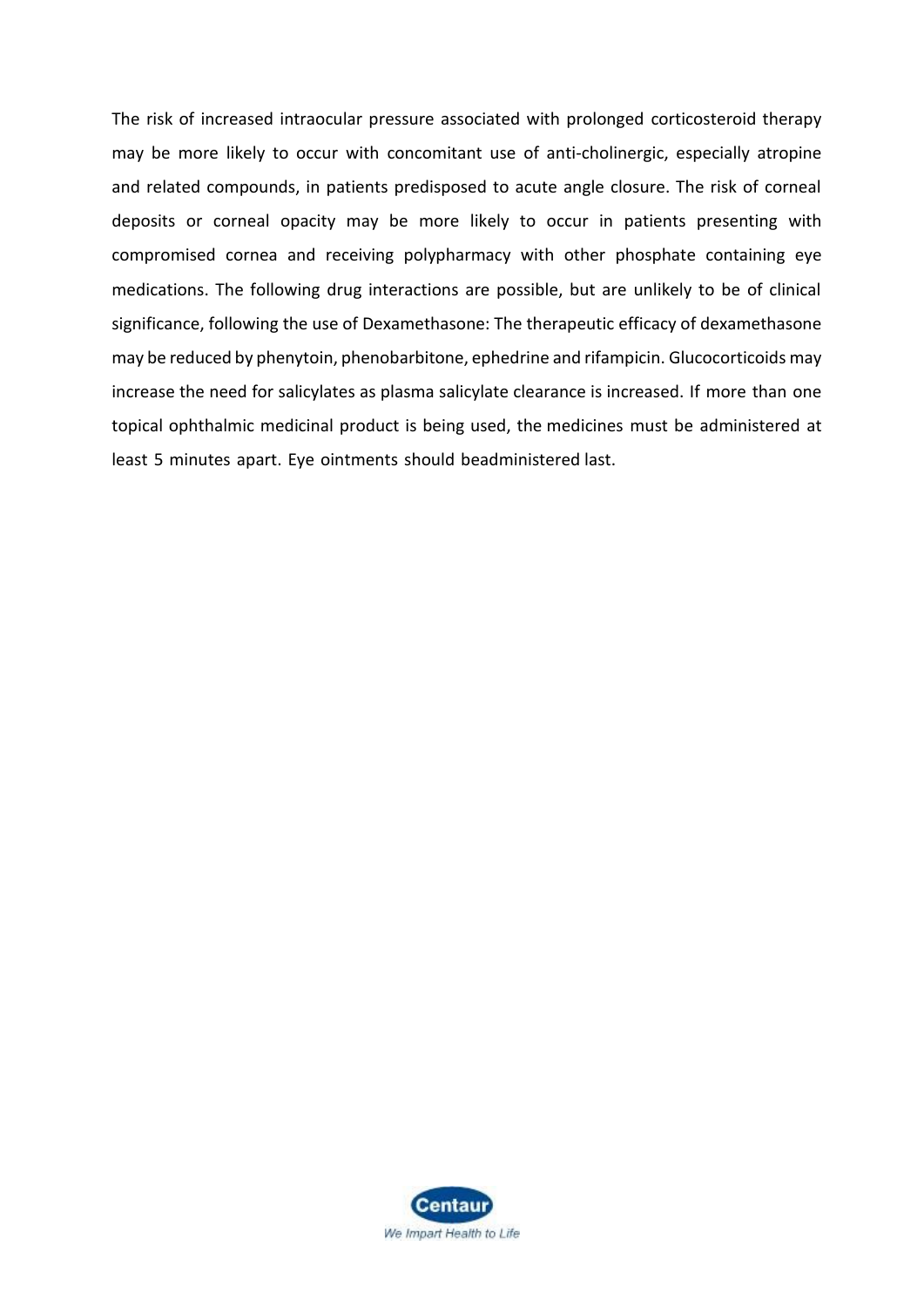The risk of increased intraocular pressure associated with prolonged corticosteroid therapy may be more likely to occur with concomitant use of anti-cholinergic, especially atropine and related compounds, in patients predisposed to acute angle closure. The risk of corneal deposits or corneal opacity may be more likely to occur in patients presenting with compromised cornea and receiving polypharmacy with other phosphate containing eye medications. The following drug interactions are possible, but are unlikely to be of clinical significance, following the use of Dexamethasone: The therapeutic efficacy of dexamethasone may be reduced by phenytoin, phenobarbitone, ephedrine and rifampicin. Glucocorticoids may increase the need for salicylates as plasma salicylate clearance is increased. If more than one topical ophthalmic medicinal product is being used, the medicines must be administered at least 5 minutes apart. Eye ointments should beadministered last.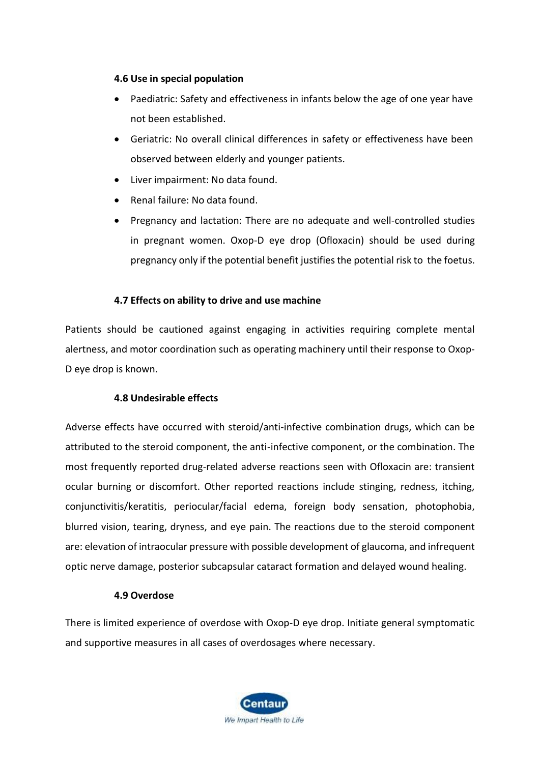### 4.6 Use in special population

- Paediatric: Safety and effectiveness in infants below the age of one year have not been established.
- Geriatric: No overall clinical differences in safety or effectiveness have been observed between elderly and younger patients.
- Liver impairment: No data found.
- Renal failure: No data found.
- Pregnancy and lactation: There are no adequate and well-controlled studies in pregnant women. Oxop-D eye drop (Ofloxacin) should be used during pregnancy only if the potential benefit justifies the potential risk to the foetus.

### 4.7 Effects on ability to drive and use machine

Patients should be cautioned against engaging in activities requiring complete mental alertness, and motor coordination such as operating machinery until their response to Oxop-D eye drop is known.

### 4.8 Undesirable effects

Adverse effects have occurred with steroid/anti-infective combination drugs, which can be attributed to the steroid component, the anti-infective component, or the combination. The most frequently reported drug-related adverse reactions seen with Ofloxacin are: transient ocular burning or discomfort. Other reported reactions include stinging, redness, itching, conjunctivitis/keratitis, periocular/facial edema, foreign body sensation, photophobia, blurred vision, tearing, dryness, and eye pain. The reactions due to the steroid component are: elevation of intraocular pressure with possible development of glaucoma, and infrequent optic nerve damage, posterior subcapsular cataract formation and delayed wound healing.

### 4.9 Overdose

There is limited experience of overdose with Oxop-D eye drop. Initiate general symptomatic and supportive measures in all cases of overdosages where necessary.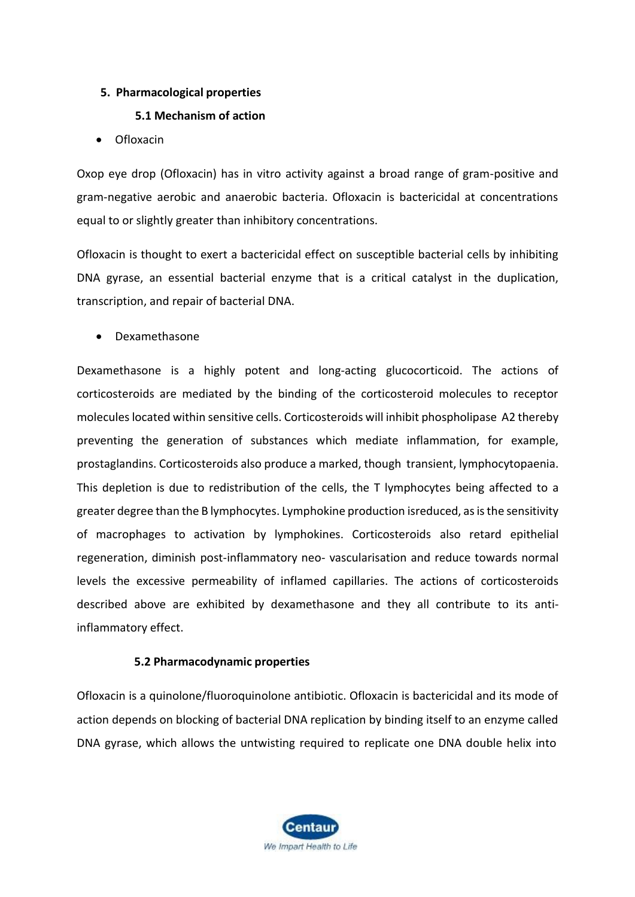## 5. Pharmacological properties

### 5.1 Mechanism of action

- Ofloxacin

Oxop eye drop (Ofloxacin) has in vitro activity against a broad range of gram-positive and gram-negative aerobic and anaerobic bacteria. Ofloxacin is bactericidal at concentrations equal to or slightly greater than inhibitory concentrations.

Ofloxacin is thought to exert a bactericidal effect on susceptible bacterial cells by inhibiting DNA gyrase, an essential bacterial enzyme that is a critical catalyst in the duplication, transcription, and repair of bacterial DNA.

- Dexamethasone

Dexamethasone is a highly potent and long-acting glucocorticoid. The actions of corticosteroids are mediated by the binding of the corticosteroid molecules to receptor molecules located within sensitive cells. Corticosteroids will inhibit phospholipase A2 thereby preventing the generation of substances which mediate inflammation, for example, prostaglandins. Corticosteroids also produce a marked, though transient, lymphocytopaenia. This depletion is due to redistribution of the cells, the T lymphocytes being affected to a greater degree than the B lymphocytes. Lymphokine production isreduced, as is the sensitivity of macrophages to activation by lymphokines. Corticosteroids also retard epithelial regeneration, diminish post-inflammatory neo- vascularisation and reduce towards normal levels the excessive permeability of inflamed capillaries. The actions of corticosteroids described above are exhibited by dexamethasone and they all contribute to its anti-inflammatory effect.

### 5.2 Pharmacodynamic properties

Ofloxacin is a quinolone/fluoroquinolone antibiotic. Ofloxacin is bactericidal and its mode of action depends on blocking of bacterial DNA replication by binding itself to an enzyme called DNA gyrase, which allows the untwisting required to replicate one DNA double helix into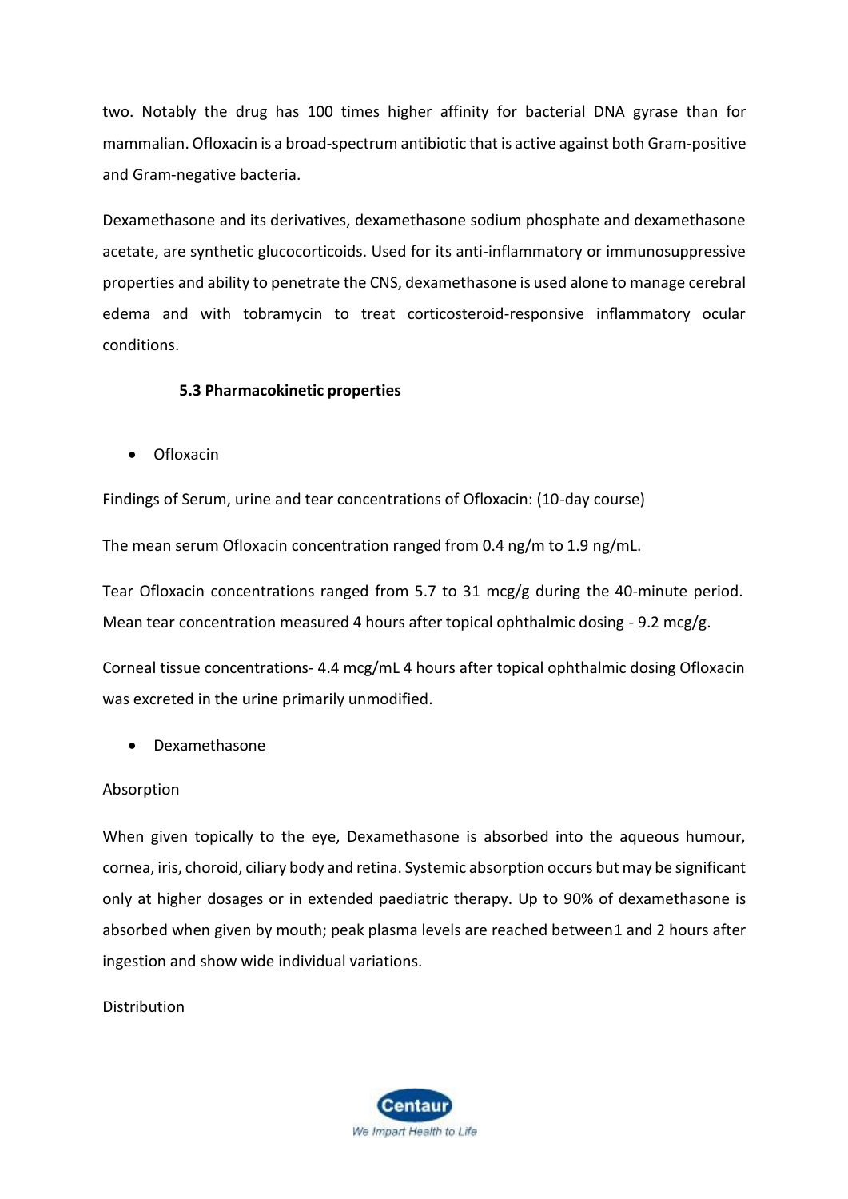two. Notably the drug has 100 times higher affinity for bacterial DNA gyrase than for mammalian. Ofloxacin is a broad-spectrum antibiotic that is active against both Gram-positive and Gram-negative bacteria.

Dexamethasone and its derivatives, dexamethasone sodium phosphate and dexamethasone acetate, are synthetic glucocorticoids. Used for its anti-inflammatory or immunosuppressive properties and ability to penetrate the CNS, dexamethasone is used alone to manage cerebral edema and with tobramycin to treat corticosteroid-responsive inflammatory ocular conditions.

### 5.3 Pharmacokinetic properties

- Ofloxacin

Findings of Serum, urine and tear concentrations of Ofloxacin: (10-day course)

The mean serum Ofloxacin concentration ranged from 0.4 ng/m to 1.9 ng/mL.

Tear Ofloxacin concentrations ranged from 5.7 to 31 mcg/g during the 40-minute period. Mean tear concentration measured 4 hours after topical ophthalmic dosing - 9.2 mcg/g.

Corneal tissue concentrations- 4.4 mcg/mL 4 hours after topical ophthalmic dosing Ofloxacin was excreted in the urine primarily unmodified.

- Dexamethasone

Absorption

When given topically to the eye, Dexamethasone is absorbed into the aqueous humour, cornea, iris, choroid, ciliary body and retina. Systemic absorption occurs but may be significant only at higher dosages or in extended paediatric therapy. Up to 90% of dexamethasone is absorbed when given by mouth; peak plasma levels are reached between1 and 2 hours after ingestion and show wide individual variations.

Distribution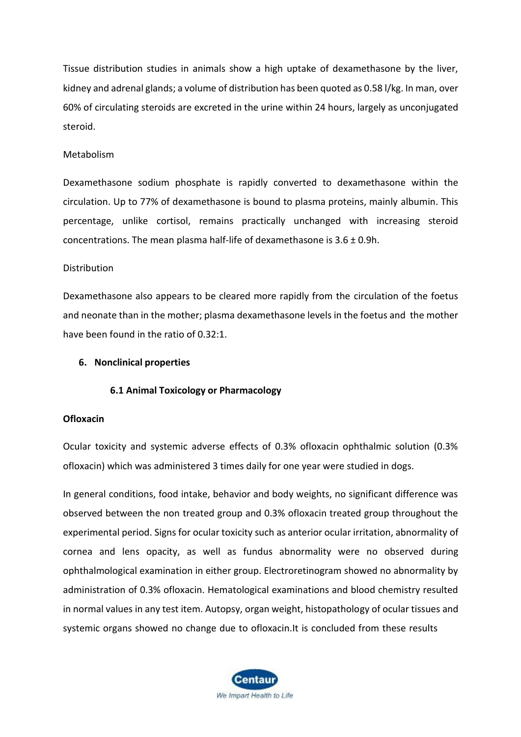Tissue distribution studies in animals show a high uptake of dexamethasone by the liver, kidney and adrenal glands; a volume of distribution has been quoted as 0.58 l/kg. In man, over 60% of circulating steroids are excreted in the urine within 24 hours, largely as unconjugated steroid.

Metabolism

Dexamethasone sodium phosphate is rapidly converted to dexamethasone within the circulation. Up to 77% of dexamethasone is bound to plasma proteins, mainly albumin. This percentage, unlike cortisol, remains practically unchanged with increasing steroid concentrations. The mean plasma half-life of dexamethasone is 3.6 ± 0.9h.

Distribution

Dexamethasone also appears to be cleared more rapidly from the circulation of the foetus and neonate than in the mother; plasma dexamethasone levels in the foetus and the mother have been found in the ratio of 0.32:1.

## 6. Nonclinical properties

### 6.1 Animal Toxicology or Pharmacology

**Ofloxacin**

Ocular toxicity and systemic adverse effects of 0.3% ofloxacin ophthalmic solution (0.3% ofloxacin) which was administered 3 times daily for one year were studied in dogs.

In general conditions, food intake, behavior and body weights, no significant difference was observed between the non treated group and 0.3% ofloxacin treated group throughout the experimental period. Signs for ocular toxicity such as anterior ocular irritation, abnormality of cornea and lens opacity, as well as fundus abnormality were no observed during ophthalmological examination in either group. Electroretinogram showed no abnormality by administration of 0.3% ofloxacin. Hematological examinations and blood chemistry resulted in normal values in any test item. Autopsy, organ weight, histopathology of ocular tissues and systemic organs showed no change due to ofloxacin.It is concluded from these results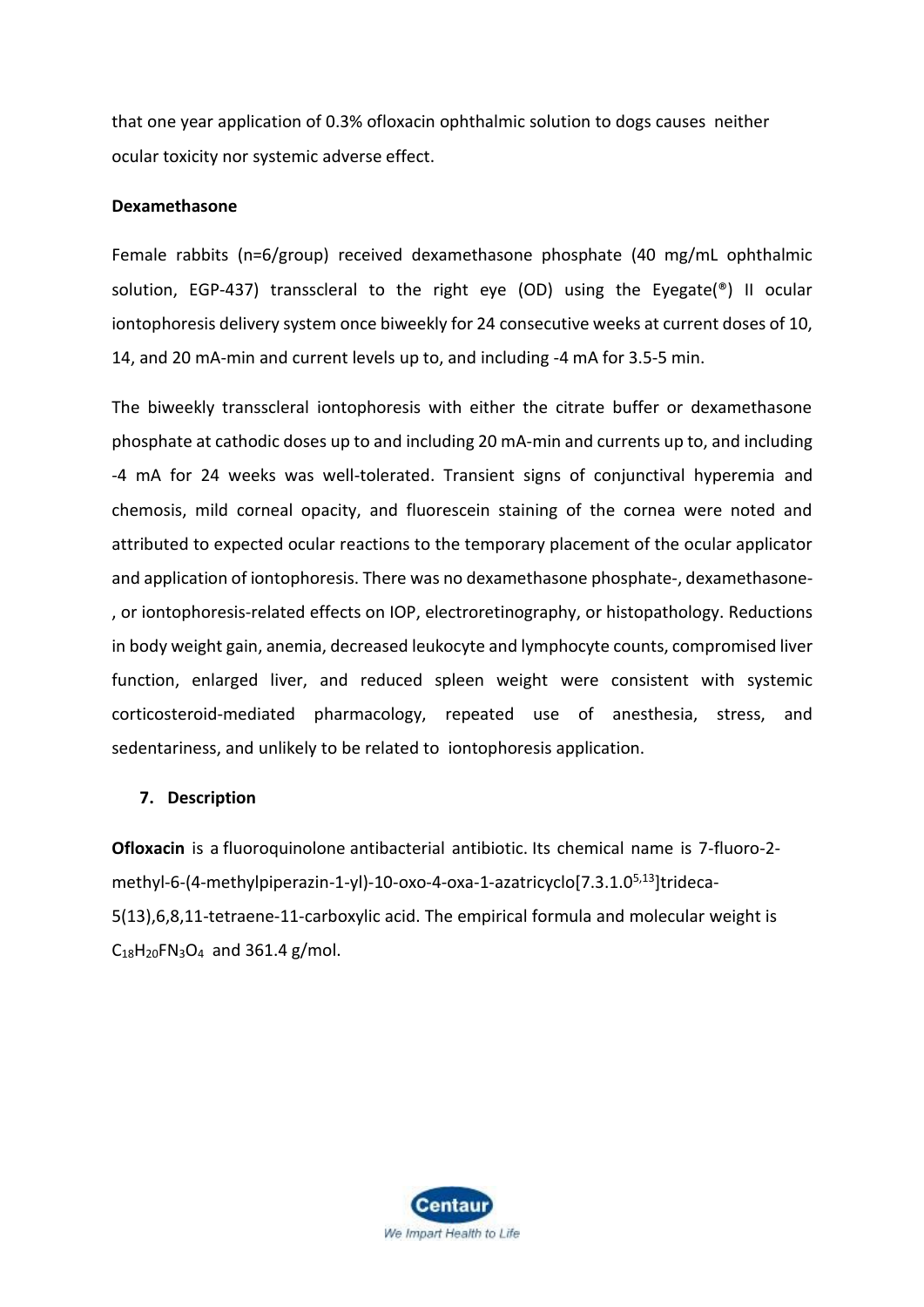that one year application of 0.3% ofloxacin ophthalmic solution to dogs causes neither ocular toxicity nor systemic adverse effect.

**Dexamethasone**

Female rabbits (n=6/group) received dexamethasone phosphate (40 mg/mL ophthalmic solution, EGP-437) transscleral to the right eye (OD) using the Eyegate(®) II ocular iontophoresis delivery system once biweekly for 24 consecutive weeks at current doses of 10, 14, and 20 mA-min and current levels up to, and including -4 mA for 3.5-5 min.

The biweekly transscleral iontophoresis with either the citrate buffer or dexamethasone phosphate at cathodic doses up to and including 20 mA-min and currents up to, and including -4 mA for 24 weeks was well-tolerated. Transient signs of conjunctival hyperemia and chemosis, mild corneal opacity, and fluorescein staining of the cornea were noted and attributed to expected ocular reactions to the temporary placement of the ocular applicator and application of iontophoresis. There was no dexamethasone phosphate-, dexamethasone-, or iontophoresis-related effects on IOP, electroretinography, or histopathology. Reductions in body weight gain, anemia, decreased leukocyte and lymphocyte counts, compromised liver function, enlarged liver, and reduced spleen weight were consistent with systemic corticosteroid-mediated pharmacology, repeated use of anesthesia, stress, and sedentariness, and unlikely to be related to iontophoresis application.

## 7. Description

**Ofloxacin** is a fluoroquinolone antibacterial antibiotic. Its chemical name is 7-fluoro-2-methyl-6-(4-methylpiperazin-1-yl)-10-oxo-4-oxa-1-azatricyclo[7.3.1.0$^{5,13}$]trideca-5(13),6,8,11-tetraene-11-carboxylic acid. The empirical formula and molecular weight is $C_{18}H_{20}FN_3O_4$ and 361.4 g/mol.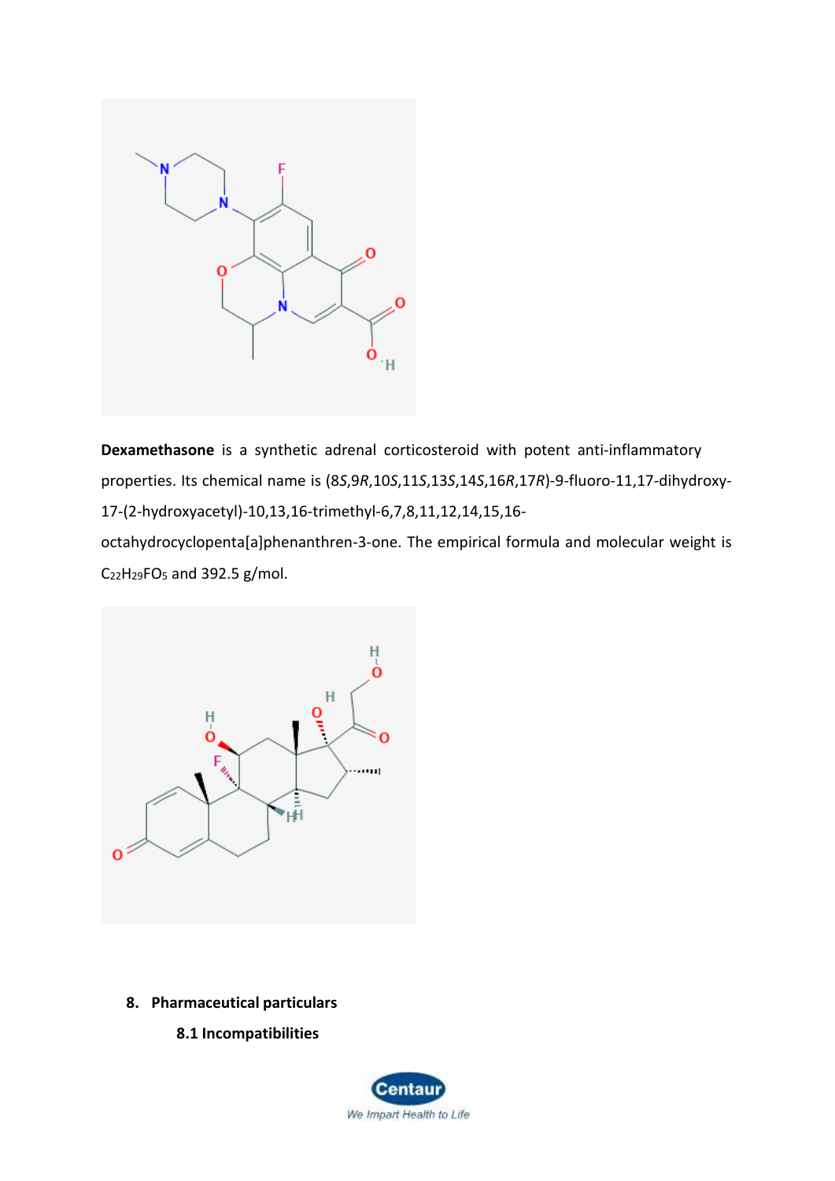**Dexamethasone** is a synthetic adrenal corticosteroid with potent anti-inflammatory properties. Its chemical name is (8*S*,9*R*,10*S*,11*S*,13*S*,14*S*,16*R*,17*R*)-9-fluoro-11,17-dihydroxy-17-(2-hydroxyacetyl)-10,13,16-trimethyl-6,7,8,11,12,14,15,16-octahydrocyclopenta[a]phenanthren-3-one. The empirical formula and molecular weight is $C_{22}H_{29}FO_5$ and 392.5 g/mol.

## 8. Pharmaceutical particulars

### 8.1 Incompatibilities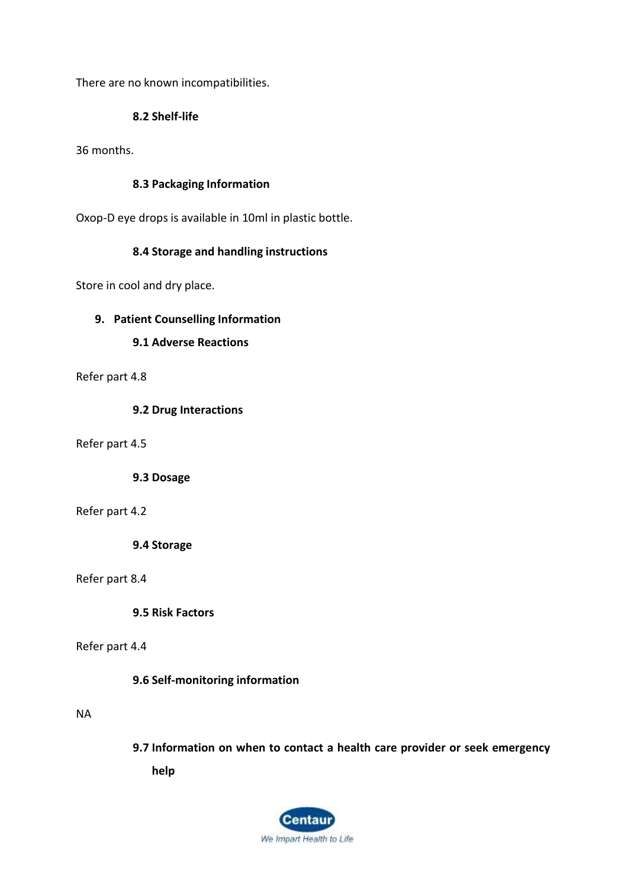There are no known incompatibilities.

### 8.2 Shelf-life

36 months.

### 8.3 Packaging Information

Oxop-D eye drops is available in 10ml in plastic bottle.

### 8.4 Storage and handling instructions

Store in cool and dry place.

## 9. Patient Counselling Information

### 9.1 Adverse Reactions

Refer part 4.8

### 9.2 Drug Interactions

Refer part 4.5

### 9.3 Dosage

Refer part 4.2

### 9.4 Storage

Refer part 8.4

### 9.5 Risk Factors

Refer part 4.4

### 9.6 Self-monitoring information

NA

### 9.7 Information on when to contact a health care provider or seek emergency help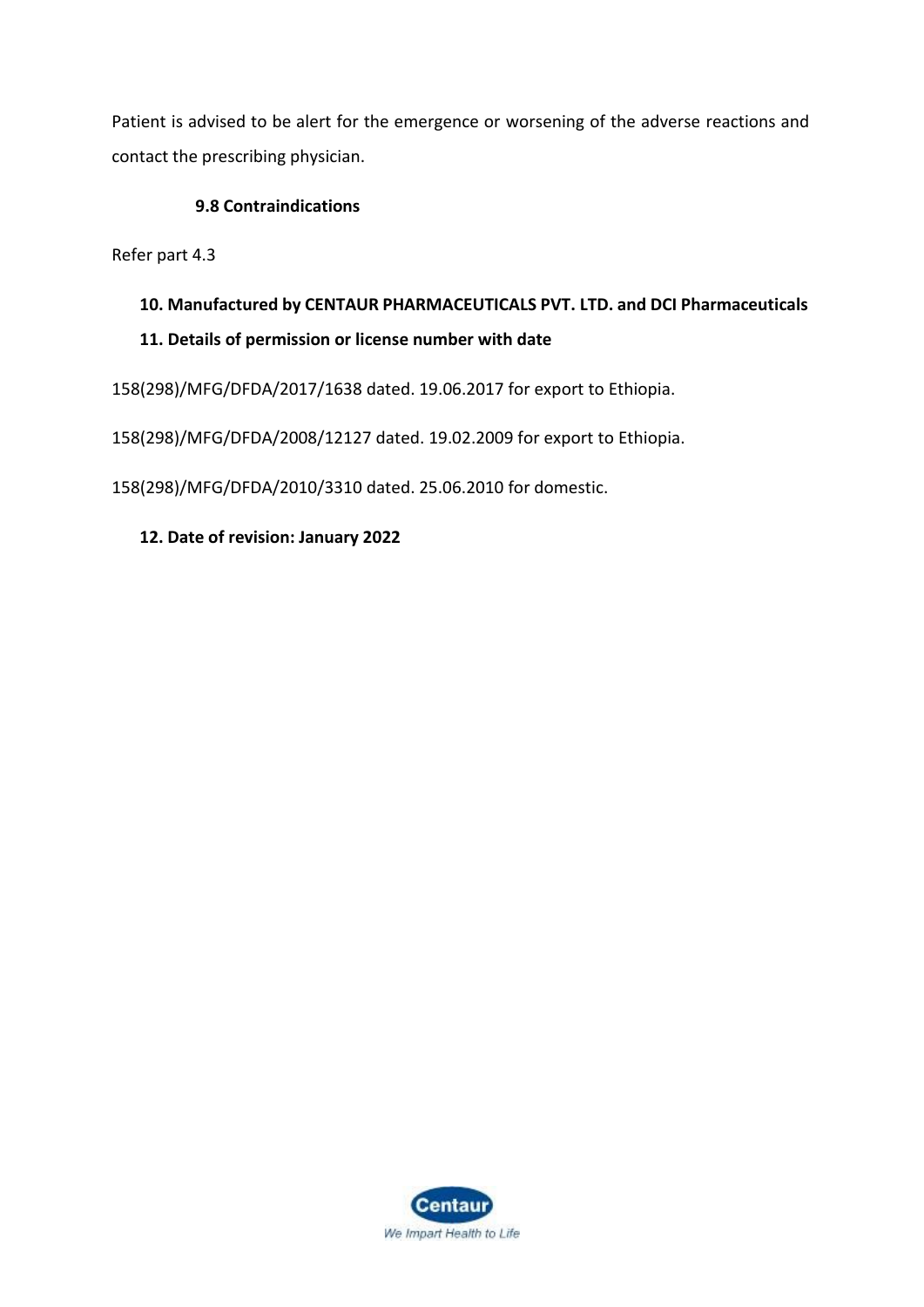Patient is advised to be alert for the emergence or worsening of the adverse reactions and contact the prescribing physician.

### 9.8 Contraindications

Refer part 4.3

## 10. Manufactured by CENTAUR PHARMACEUTICALS PVT. LTD. and DCI Pharmaceuticals

## 11. Details of permission or license number with date

158(298)/MFG/DFDA/2017/1638 dated. 19.06.2017 for export to Ethiopia.

158(298)/MFG/DFDA/2008/12127 dated. 19.02.2009 for export to Ethiopia.

158(298)/MFG/DFDA/2010/3310 dated. 25.06.2010 for domestic.

## 12. Date of revision: January 2022